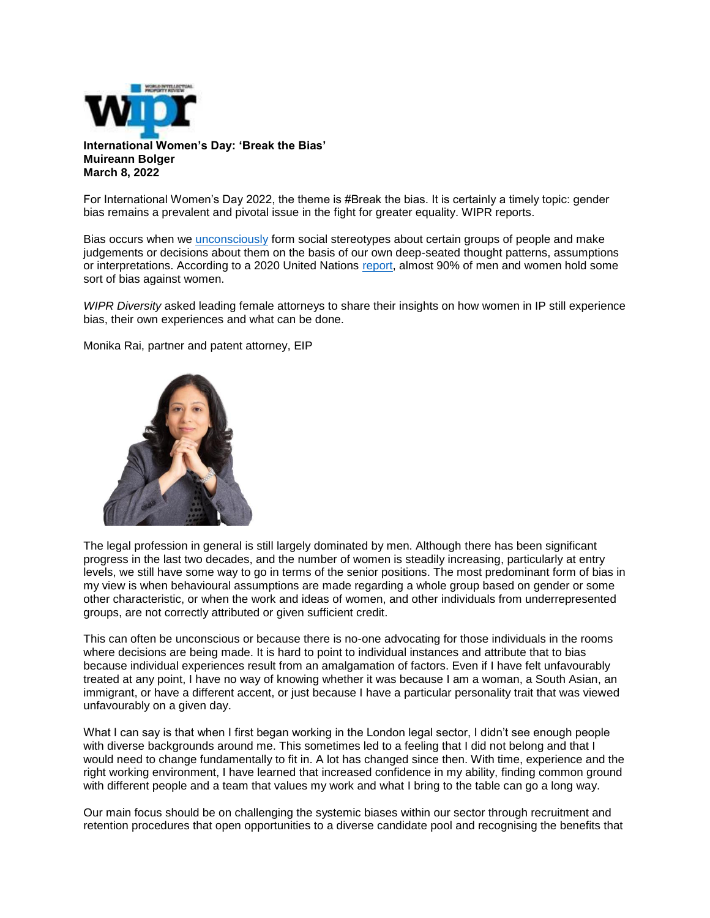**International Women's Day: 'Break the Bias'**
**Muireann Bolger**
**March 8, 2022**

For International Women's Day 2022, the theme is #Break the bias. It is certainly a timely topic: gender bias remains a prevalent and pivotal issue in the fight for greater equality. WIPR reports.

Bias occurs when we unconsciously form social stereotypes about certain groups of people and make judgements or decisions about them on the basis of our own deep-seated thought patterns, assumptions or interpretations. According to a 2020 United Nations report, almost 90% of men and women hold some sort of bias against women.

*WIPR Diversity* asked leading female attorneys to share their insights on how women in IP still experience bias, their own experiences and what can be done.

Monika Rai, partner and patent attorney, EIP

The legal profession in general is still largely dominated by men. Although there has been significant progress in the last two decades, and the number of women is steadily increasing, particularly at entry levels, we still have some way to go in terms of the senior positions. The most predominant form of bias in my view is when behavioural assumptions are made regarding a whole group based on gender or some other characteristic, or when the work and ideas of women, and other individuals from underrepresented groups, are not correctly attributed or given sufficient credit.

This can often be unconscious or because there is no-one advocating for those individuals in the rooms where decisions are being made. It is hard to point to individual instances and attribute that to bias because individual experiences result from an amalgamation of factors. Even if I have felt unfavourably treated at any point, I have no way of knowing whether it was because I am a woman, a South Asian, an immigrant, or have a different accent, or just because I have a particular personality trait that was viewed unfavourably on a given day.

What I can say is that when I first began working in the London legal sector, I didn't see enough people with diverse backgrounds around me. This sometimes led to a feeling that I did not belong and that I would need to change fundamentally to fit in. A lot has changed since then. With time, experience and the right working environment, I have learned that increased confidence in my ability, finding common ground with different people and a team that values my work and what I bring to the table can go a long way.

Our main focus should be on challenging the systemic biases within our sector through recruitment and retention procedures that open opportunities to a diverse candidate pool and recognising the benefits that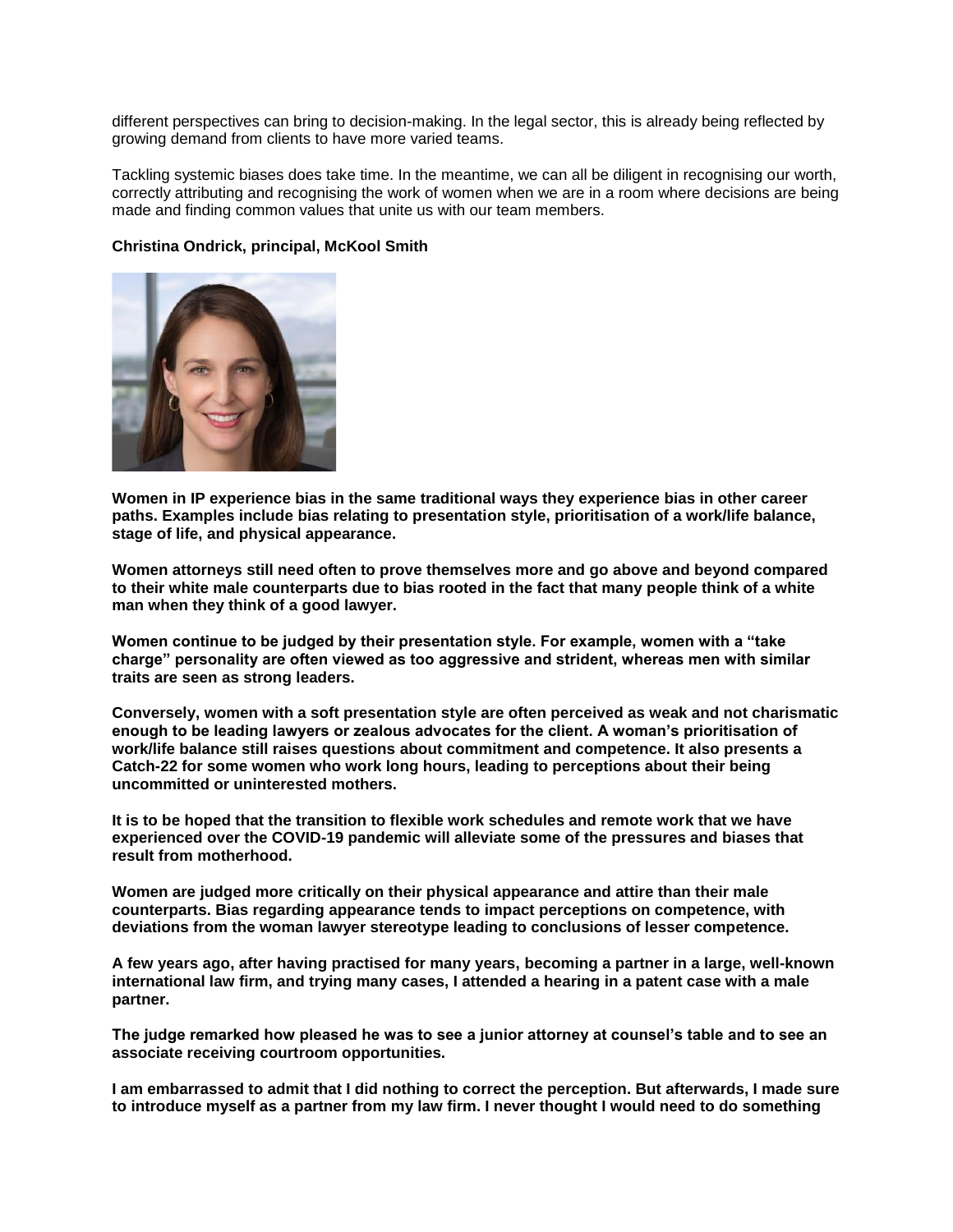different perspectives can bring to decision-making. In the legal sector, this is already being reflected by growing demand from clients to have more varied teams.

Tackling systemic biases does take time. In the meantime, we can all be diligent in recognising our worth, correctly attributing and recognising the work of women when we are in a room where decisions are being made and finding common values that unite us with our team members.

**Christina Ondrick, principal, McKool Smith**

**Women in IP experience bias in the same traditional ways they experience bias in other career paths. Examples include bias relating to presentation style, prioritisation of a work/life balance, stage of life, and physical appearance.**

**Women attorneys still need often to prove themselves more and go above and beyond compared to their white male counterparts due to bias rooted in the fact that many people think of a white man when they think of a good lawyer.**

**Women continue to be judged by their presentation style. For example, women with a "take charge" personality are often viewed as too aggressive and strident, whereas men with similar traits are seen as strong leaders.**

**Conversely, women with a soft presentation style are often perceived as weak and not charismatic enough to be leading lawyers or zealous advocates for the client. A woman's prioritisation of work/life balance still raises questions about commitment and competence. It also presents a Catch-22 for some women who work long hours, leading to perceptions about their being uncommitted or uninterested mothers.**

**It is to be hoped that the transition to flexible work schedules and remote work that we have experienced over the COVID-19 pandemic will alleviate some of the pressures and biases that result from motherhood.**

**Women are judged more critically on their physical appearance and attire than their male counterparts. Bias regarding appearance tends to impact perceptions on competence, with deviations from the woman lawyer stereotype leading to conclusions of lesser competence.**

**A few years ago, after having practised for many years, becoming a partner in a large, well-known international law firm, and trying many cases, I attended a hearing in a patent case with a male partner.**

**The judge remarked how pleased he was to see a junior attorney at counsel's table and to see an associate receiving courtroom opportunities.**

**I am embarrassed to admit that I did nothing to correct the perception. But afterwards, I made sure to introduce myself as a partner from my law firm. I never thought I would need to do something**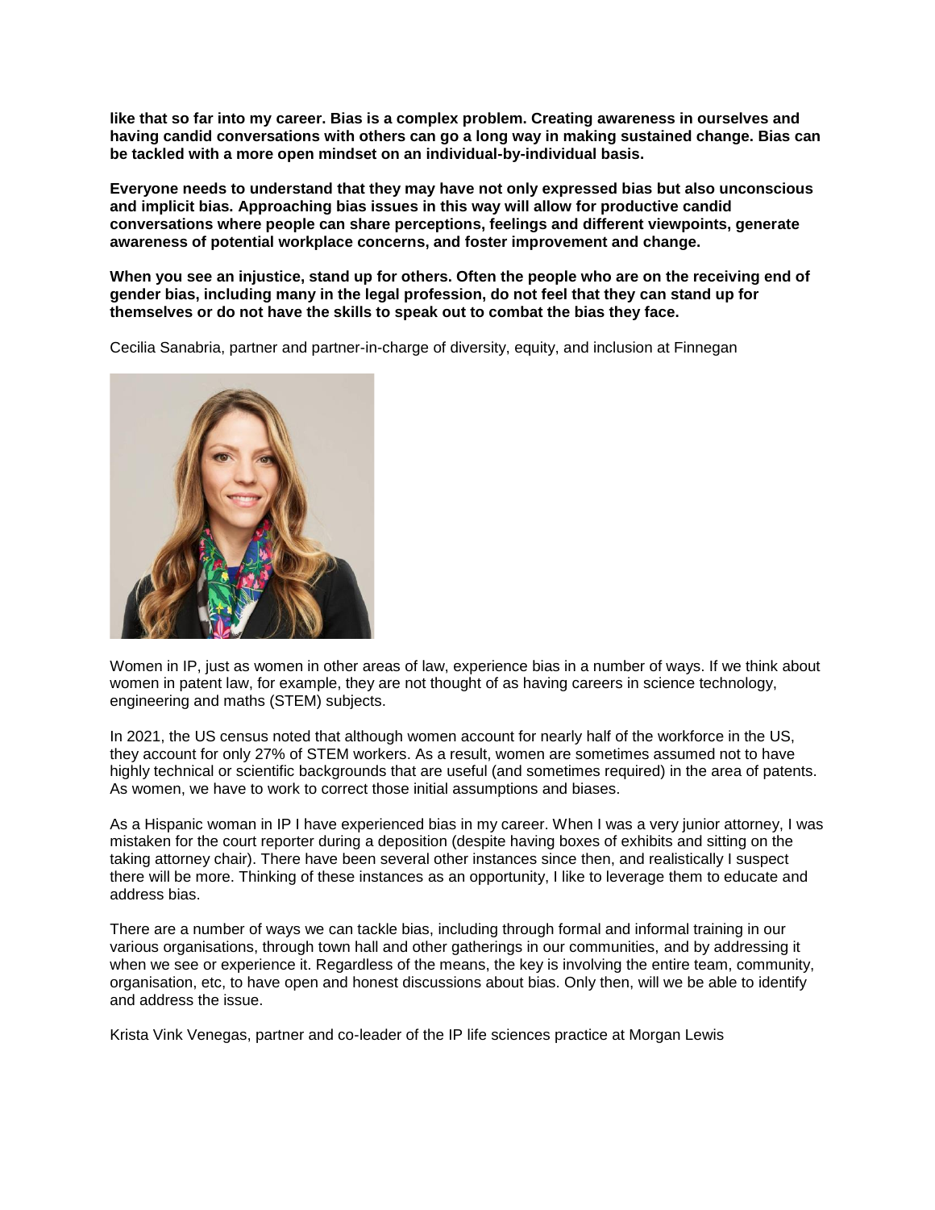**like that so far into my career. Bias is a complex problem. Creating awareness in ourselves and having candid conversations with others can go a long way in making sustained change. Bias can be tackled with a more open mindset on an individual-by-individual basis.**

**Everyone needs to understand that they may have not only expressed bias but also unconscious and implicit bias. Approaching bias issues in this way will allow for productive candid conversations where people can share perceptions, feelings and different viewpoints, generate awareness of potential workplace concerns, and foster improvement and change.**

**When you see an injustice, stand up for others. Often the people who are on the receiving end of gender bias, including many in the legal profession, do not feel that they can stand up for themselves or do not have the skills to speak out to combat the bias they face.**

Cecilia Sanabria, partner and partner-in-charge of diversity, equity, and inclusion at Finnegan

Women in IP, just as women in other areas of law, experience bias in a number of ways. If we think about women in patent law, for example, they are not thought of as having careers in science technology, engineering and maths (STEM) subjects.

In 2021, the US census noted that although women account for nearly half of the workforce in the US, they account for only 27% of STEM workers. As a result, women are sometimes assumed not to have highly technical or scientific backgrounds that are useful (and sometimes required) in the area of patents. As women, we have to work to correct those initial assumptions and biases.

As a Hispanic woman in IP I have experienced bias in my career. When I was a very junior attorney, I was mistaken for the court reporter during a deposition (despite having boxes of exhibits and sitting on the taking attorney chair). There have been several other instances since then, and realistically I suspect there will be more. Thinking of these instances as an opportunity, I like to leverage them to educate and address bias.

There are a number of ways we can tackle bias, including through formal and informal training in our various organisations, through town hall and other gatherings in our communities, and by addressing it when we see or experience it. Regardless of the means, the key is involving the entire team, community, organisation, etc, to have open and honest discussions about bias. Only then, will we be able to identify and address the issue.

Krista Vink Venegas, partner and co-leader of the IP life sciences practice at Morgan Lewis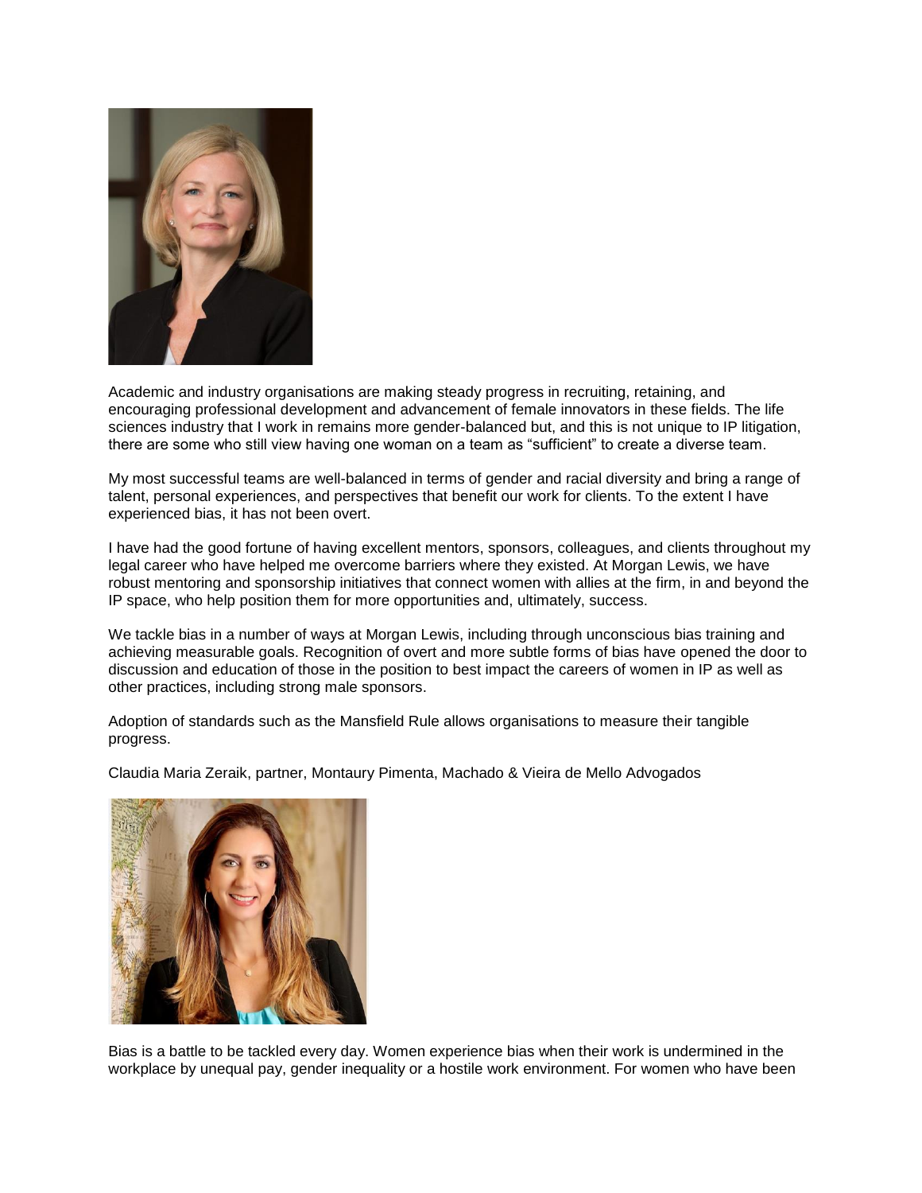Academic and industry organisations are making steady progress in recruiting, retaining, and encouraging professional development and advancement of female innovators in these fields. The life sciences industry that I work in remains more gender-balanced but, and this is not unique to IP litigation, there are some who still view having one woman on a team as "sufficient" to create a diverse team.

My most successful teams are well-balanced in terms of gender and racial diversity and bring a range of talent, personal experiences, and perspectives that benefit our work for clients. To the extent I have experienced bias, it has not been overt.

I have had the good fortune of having excellent mentors, sponsors, colleagues, and clients throughout my legal career who have helped me overcome barriers where they existed. At Morgan Lewis, we have robust mentoring and sponsorship initiatives that connect women with allies at the firm, in and beyond the IP space, who help position them for more opportunities and, ultimately, success.

We tackle bias in a number of ways at Morgan Lewis, including through unconscious bias training and achieving measurable goals. Recognition of overt and more subtle forms of bias have opened the door to discussion and education of those in the position to best impact the careers of women in IP as well as other practices, including strong male sponsors.

Adoption of standards such as the Mansfield Rule allows organisations to measure their tangible progress.

Claudia Maria Zeraik, partner, Montaury Pimenta, Machado & Vieira de Mello Advogados

Bias is a battle to be tackled every day. Women experience bias when their work is undermined in the workplace by unequal pay, gender inequality or a hostile work environment. For women who have been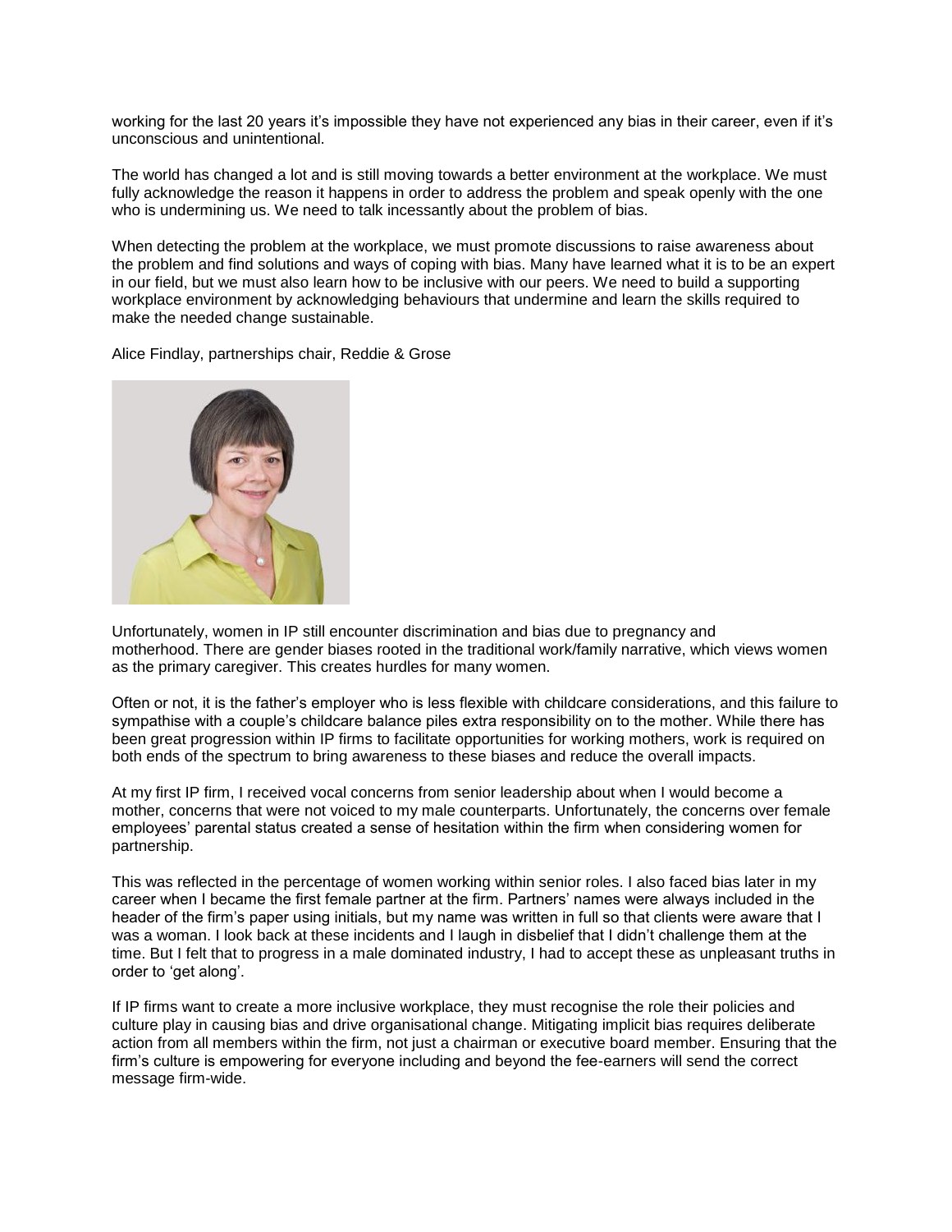working for the last 20 years it's impossible they have not experienced any bias in their career, even if it's unconscious and unintentional.

The world has changed a lot and is still moving towards a better environment at the workplace. We must fully acknowledge the reason it happens in order to address the problem and speak openly with the one who is undermining us. We need to talk incessantly about the problem of bias.

When detecting the problem at the workplace, we must promote discussions to raise awareness about the problem and find solutions and ways of coping with bias. Many have learned what it is to be an expert in our field, but we must also learn how to be inclusive with our peers. We need to build a supporting workplace environment by acknowledging behaviours that undermine and learn the skills required to make the needed change sustainable.

Alice Findlay, partnerships chair, Reddie & Grose

Unfortunately, women in IP still encounter discrimination and bias due to pregnancy and motherhood. There are gender biases rooted in the traditional work/family narrative, which views women as the primary caregiver. This creates hurdles for many women.

Often or not, it is the father's employer who is less flexible with childcare considerations, and this failure to sympathise with a couple's childcare balance piles extra responsibility on to the mother. While there has been great progression within IP firms to facilitate opportunities for working mothers, work is required on both ends of the spectrum to bring awareness to these biases and reduce the overall impacts.

At my first IP firm, I received vocal concerns from senior leadership about when I would become a mother, concerns that were not voiced to my male counterparts. Unfortunately, the concerns over female employees' parental status created a sense of hesitation within the firm when considering women for partnership.

This was reflected in the percentage of women working within senior roles. I also faced bias later in my career when I became the first female partner at the firm. Partners' names were always included in the header of the firm's paper using initials, but my name was written in full so that clients were aware that I was a woman. I look back at these incidents and I laugh in disbelief that I didn't challenge them at the time. But I felt that to progress in a male dominated industry, I had to accept these as unpleasant truths in order to 'get along'.

If IP firms want to create a more inclusive workplace, they must recognise the role their policies and culture play in causing bias and drive organisational change. Mitigating implicit bias requires deliberate action from all members within the firm, not just a chairman or executive board member. Ensuring that the firm's culture is empowering for everyone including and beyond the fee-earners will send the correct message firm-wide.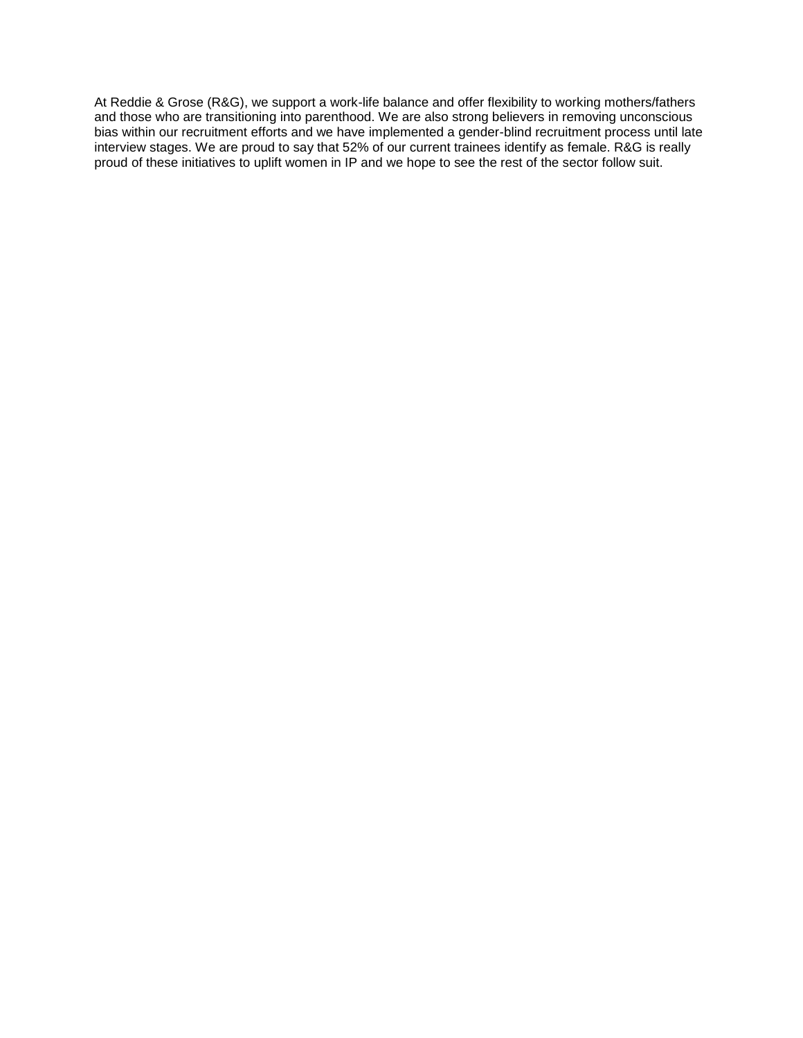At Reddie & Grose (R&G), we support a work-life balance and offer flexibility to working mothers/fathers and those who are transitioning into parenthood. We are also strong believers in removing unconscious bias within our recruitment efforts and we have implemented a gender-blind recruitment process until late interview stages. We are proud to say that 52% of our current trainees identify as female. R&G is really proud of these initiatives to uplift women in IP and we hope to see the rest of the sector follow suit.